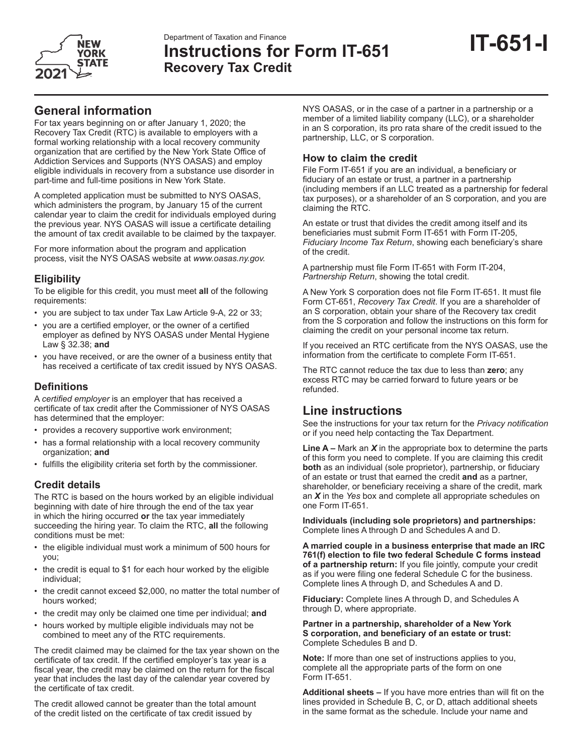Department of Taxation and Finance

# Instructions for Form IT-651 Recovery Tax Credit

**IT-651-I**

## General information

For tax years beginning on or after January 1, 2020; the Recovery Tax Credit (RTC) is available to employers with a formal working relationship with a local recovery community organization that are certified by the New York State Office of Addiction Services and Supports (NYS OASAS) and employ eligible individuals in recovery from a substance use disorder in part-time and full-time positions in New York State.

A completed application must be submitted to NYS OASAS, which administers the program, by January 15 of the current calendar year to claim the credit for individuals employed during the previous year. NYS OASAS will issue a certificate detailing the amount of tax credit available to be claimed by the taxpayer.

For more information about the program and application process, visit the NYS OASAS website at *www.oasas.ny.gov.*

### Eligibility

To be eligible for this credit, you must meet **all** of the following requirements:

- you are subject to tax under Tax Law Article 9-A, 22 or 33;
- you are a certified employer, or the owner of a certified employer as defined by NYS OASAS under Mental Hygiene Law § 32.38; **and**
- you have received, or are the owner of a business entity that has received a certificate of tax credit issued by NYS OASAS.

### Definitions

A *certified employer* is an employer that has received a certificate of tax credit after the Commissioner of NYS OASAS has determined that the employer:

- provides a recovery supportive work environment;
- has a formal relationship with a local recovery community organization; **and**
- fulfills the eligibility criteria set forth by the commissioner.

### Credit details

The RTC is based on the hours worked by an eligible individual beginning with date of hire through the end of the tax year in which the hiring occurred **or** the tax year immediately succeeding the hiring year. To claim the RTC, **all** the following conditions must be met:

- the eligible individual must work a minimum of 500 hours for you;
- the credit is equal to $1 for each hour worked by the eligible individual;
- the credit cannot exceed $2,000, no matter the total number of hours worked;
- the credit may only be claimed one time per individual; **and**
- hours worked by multiple eligible individuals may not be combined to meet any of the RTC requirements.

The credit claimed may be claimed for the tax year shown on the certificate of tax credit. If the certified employer's tax year is a fiscal year, the credit may be claimed on the return for the fiscal year that includes the last day of the calendar year covered by the certificate of tax credit.

The credit allowed cannot be greater than the total amount of the credit listed on the certificate of tax credit issued by NYS OASAS, or in the case of a partner in a partnership or a member of a limited liability company (LLC), or a shareholder in an S corporation, its pro rata share of the credit issued to the partnership, LLC, or S corporation.

### How to claim the credit

File Form IT-651 if you are an individual, a beneficiary or fiduciary of an estate or trust, a partner in a partnership (including members if an LLC treated as a partnership for federal tax purposes), or a shareholder of an S corporation, and you are claiming the RTC.

An estate or trust that divides the credit among itself and its beneficiaries must submit Form IT-651 with Form IT-205, *Fiduciary Income Tax Return*, showing each beneficiary's share of the credit.

A partnership must file Form IT-651 with Form IT-204, *Partnership Return*, showing the total credit.

A New York S corporation does not file Form IT-651. It must file Form CT-651, *Recovery Tax Credit*. If you are a shareholder of an S corporation, obtain your share of the Recovery tax credit from the S corporation and follow the instructions on this form for claiming the credit on your personal income tax return.

If you received an RTC certificate from the NYS OASAS, use the information from the certificate to complete Form IT-651.

The RTC cannot reduce the tax due to less than **zero**; any excess RTC may be carried forward to future years or be refunded.

## Line instructions

See the instructions for your tax return for the *Privacy notification* or if you need help contacting the Tax Department.

**Line A –** Mark an ***X*** in the appropriate box to determine the parts of this form you need to complete. If you are claiming this credit **both** as an individual (sole proprietor), partnership, or fiduciary of an estate or trust that earned the credit **and** as a partner, shareholder, or beneficiary receiving a share of the credit, mark an ***X*** in the *Yes* box and complete all appropriate schedules on one Form IT-651.

**Individuals (including sole proprietors) and partnerships:** Complete lines A through D and Schedules A and D.

**A married couple in a business enterprise that made an IRC 761(f) election to file two federal Schedule C forms instead of a partnership return:** If you file jointly, compute your credit as if you were filing one federal Schedule C for the business. Complete lines A through D, and Schedules A and D.

**Fiduciary:** Complete lines A through D, and Schedules A through D, where appropriate.

**Partner in a partnership, shareholder of a New York S corporation, and beneficiary of an estate or trust:** Complete Schedules B and D.

**Note:** If more than one set of instructions applies to you, complete all the appropriate parts of the form on one Form IT-651.

**Additional sheets –** If you have more entries than will fit on the lines provided in Schedule B, C, or D, attach additional sheets in the same format as the schedule. Include your name and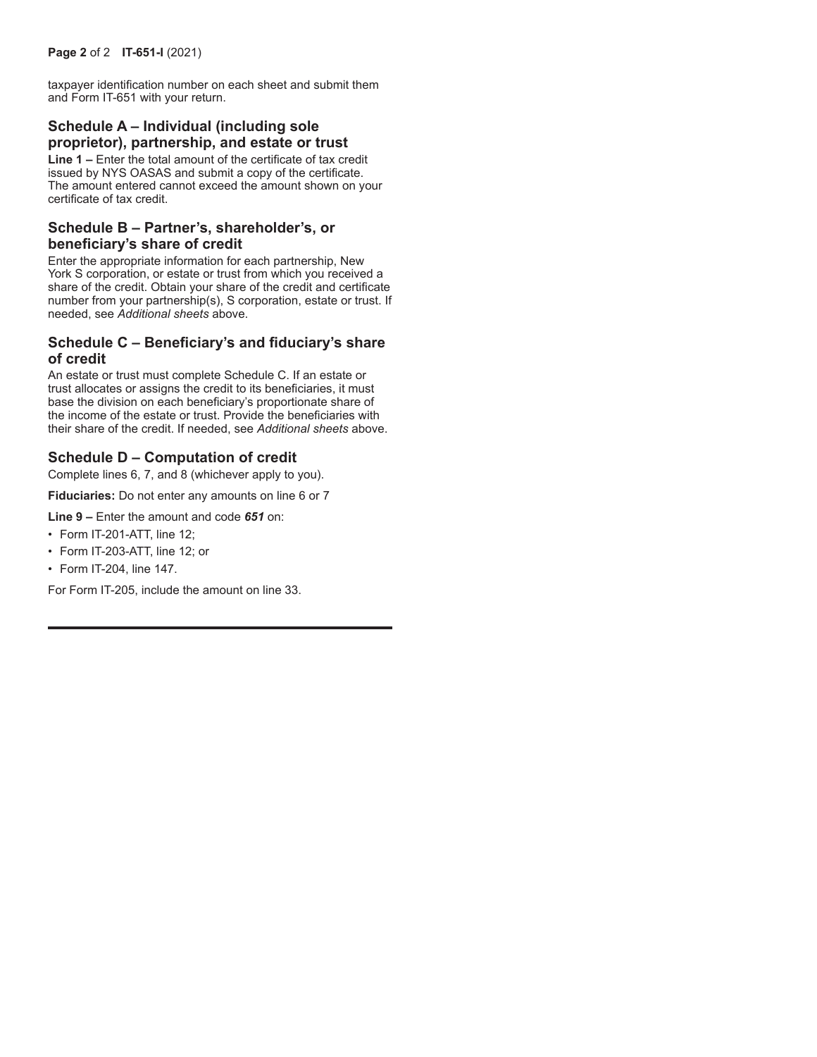taxpayer identification number on each sheet and submit them and Form IT-651 with your return.

## Schedule A – Individual (including sole proprietor), partnership, and estate or trust

**Line 1 –** Enter the total amount of the certificate of tax credit issued by NYS OASAS and submit a copy of the certificate. The amount entered cannot exceed the amount shown on your certificate of tax credit.

## Schedule B – Partner's, shareholder's, or beneficiary's share of credit

Enter the appropriate information for each partnership, New York S corporation, or estate or trust from which you received a share of the credit. Obtain your share of the credit and certificate number from your partnership(s), S corporation, estate or trust. If needed, see *Additional sheets* above.

## Schedule C – Beneficiary's and fiduciary's share of credit

An estate or trust must complete Schedule C. If an estate or trust allocates or assigns the credit to its beneficiaries, it must base the division on each beneficiary's proportionate share of the income of the estate or trust. Provide the beneficiaries with their share of the credit. If needed, see *Additional sheets* above.

## Schedule D – Computation of credit

Complete lines 6, 7, and 8 (whichever apply to you).

**Fiduciaries:** Do not enter any amounts on line 6 or 7

**Line 9 –** Enter the amount and code ***651*** on:

- Form IT-201-ATT, line 12;
- Form IT-203-ATT, line 12; or
- Form IT-204, line 147.

For Form IT-205, include the amount on line 33.